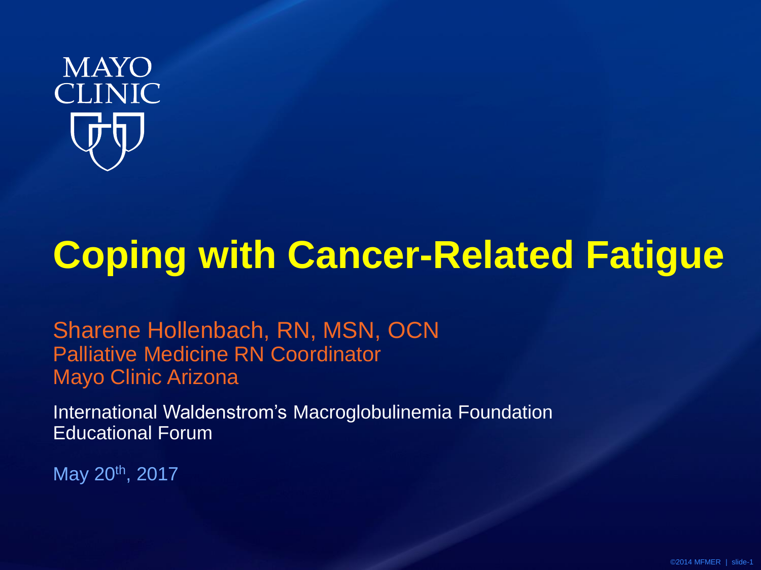MAYO CLINIC

# Coping with Cancer-Related Fatigue

Sharene Hollenbach, RN, MSN, OCN
Palliative Medicine RN Coordinator
Mayo Clinic Arizona

International Waldenstrom's Macroglobulinemia Foundation
Educational Forum

May 20th, 2017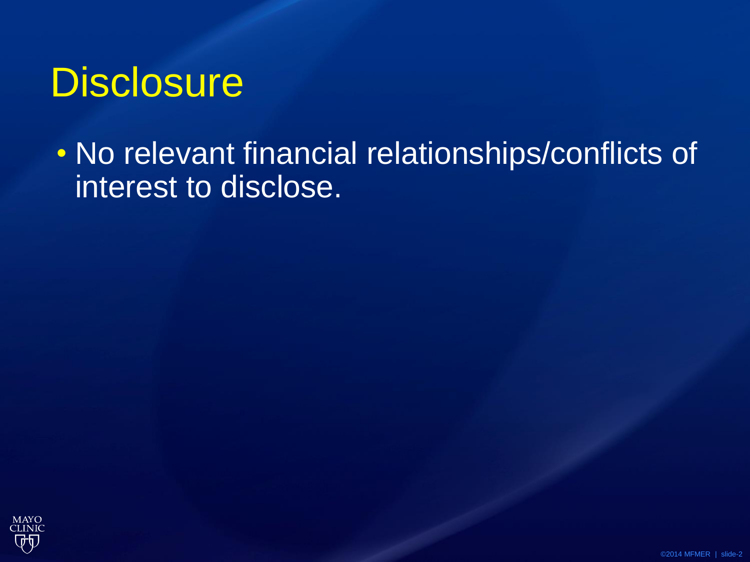# Disclosure

- No relevant financial relationships/conflicts of interest to disclose.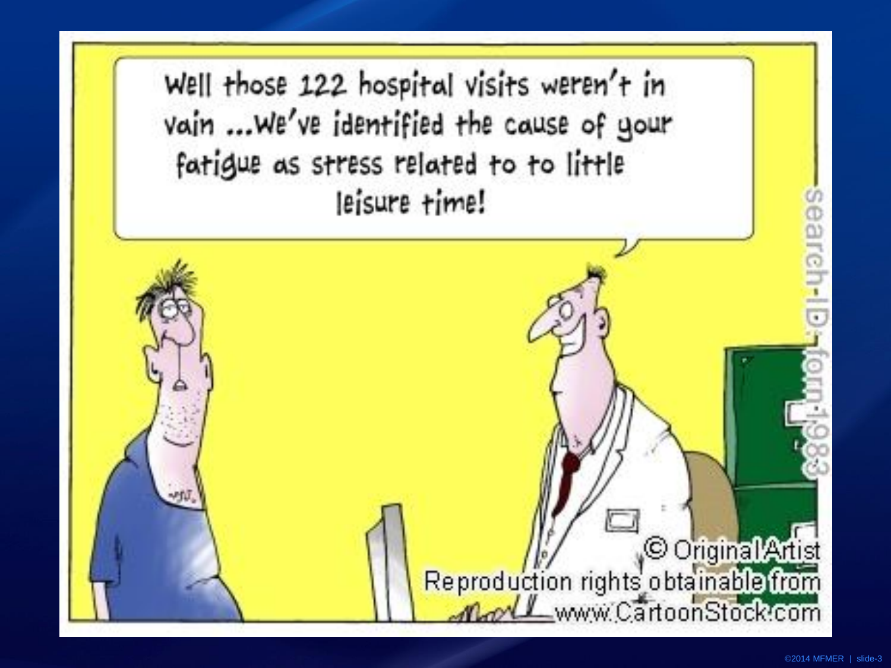Well those 122 hospital visits weren't in vain ...We've identified the cause of your fatigue as stress related to to little leisure time!

© Original Artist
Reproduction rights obtainable from
www.CartoonStock.com

search-ID: forn1983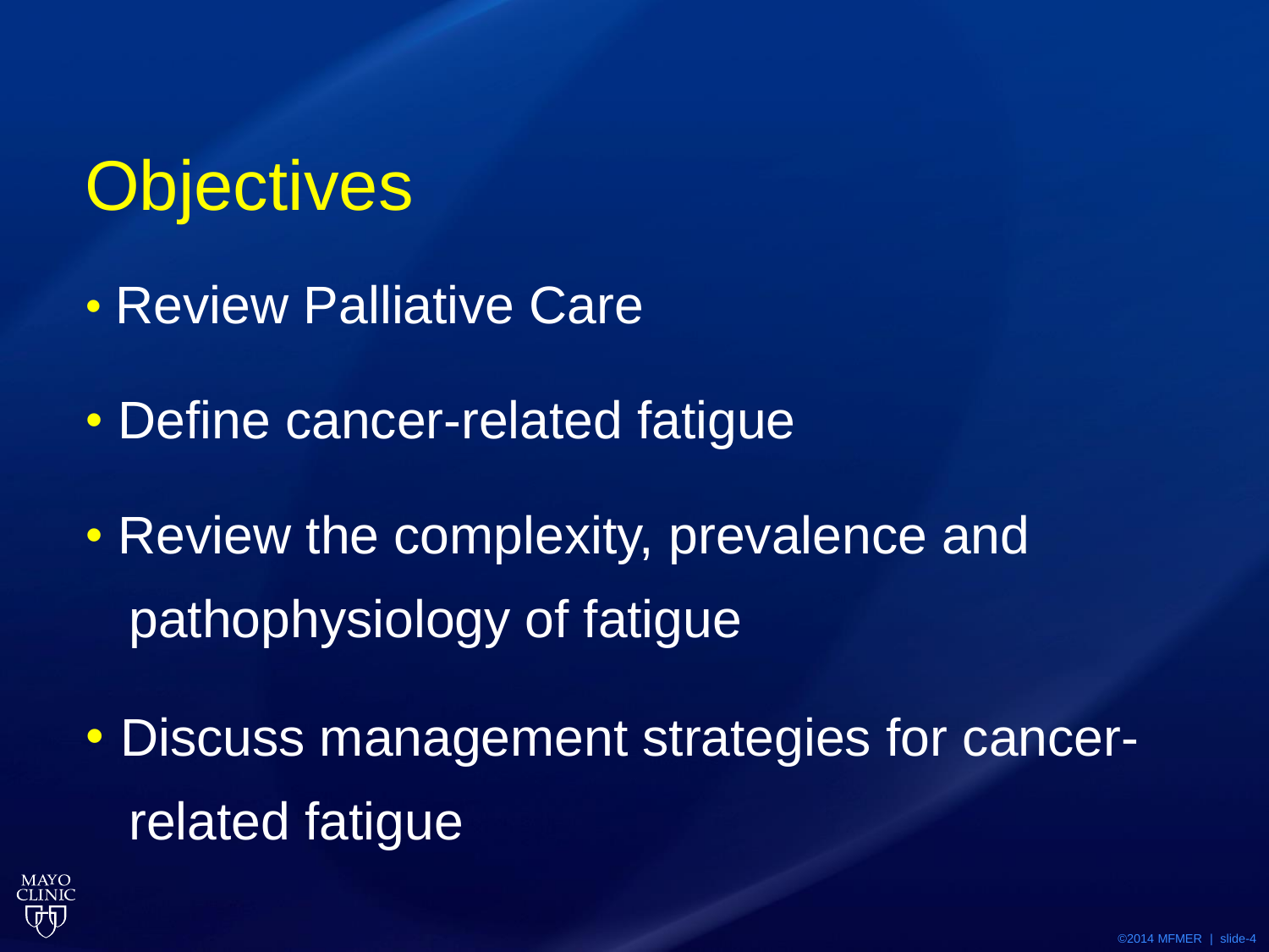# Objectives

- Review Palliative Care
- Define cancer-related fatigue
- Review the complexity, prevalence and pathophysiology of fatigue
- Discuss management strategies for cancer-related fatigue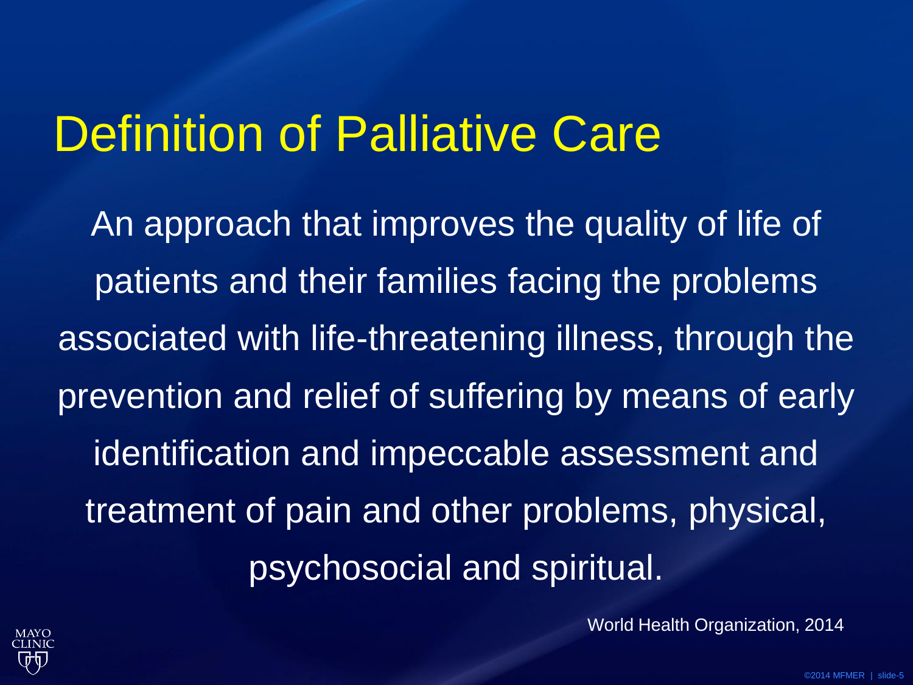# Definition of Palliative Care

An approach that improves the quality of life of patients and their families facing the problems associated with life-threatening illness, through the prevention and relief of suffering by means of early identification and impeccable assessment and treatment of pain and other problems, physical, psychosocial and spiritual.

World Health Organization, 2014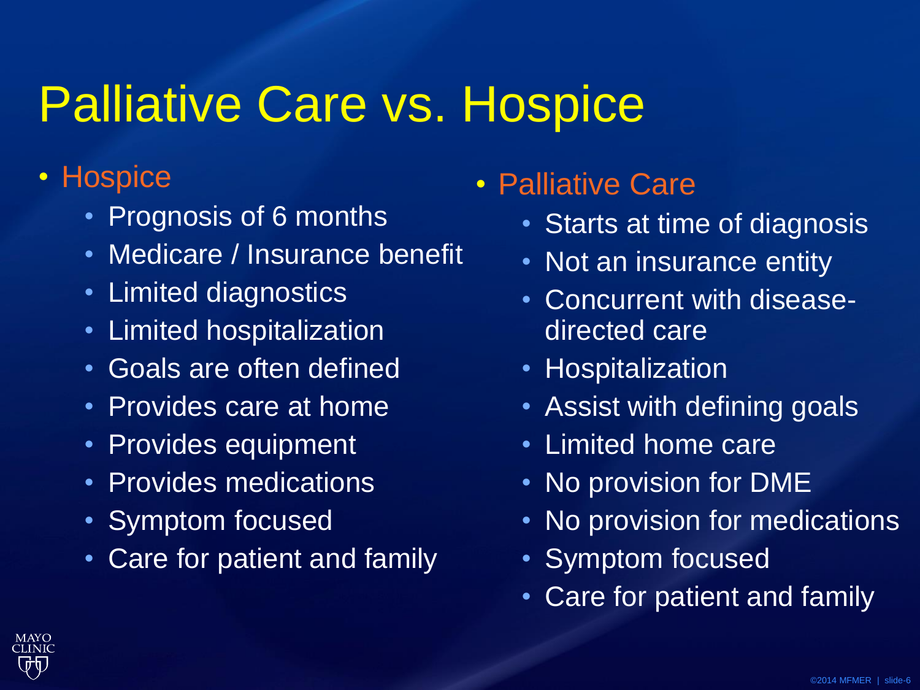# Palliative Care vs. Hospice

- Hospice
  - Prognosis of 6 months
  - Medicare / Insurance benefit
  - Limited diagnostics
  - Limited hospitalization
  - Goals are often defined
  - Provides care at home
  - Provides equipment
  - Provides medications
  - Symptom focused
  - Care for patient and family

- Palliative Care
  - Starts at time of diagnosis
  - Not an insurance entity
  - Concurrent with disease-directed care
  - Hospitalization
  - Assist with defining goals
  - Limited home care
  - No provision for DME
  - No provision for medications
  - Symptom focused
  - Care for patient and family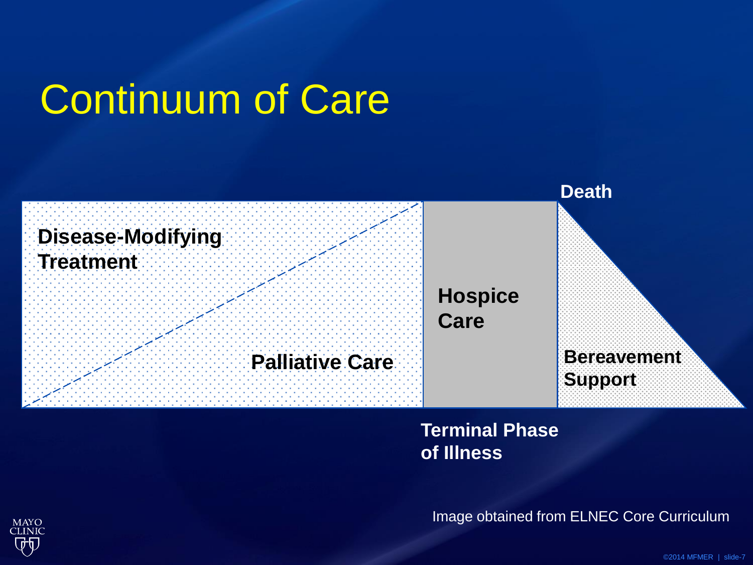# Continuum of Care

Death

Disease-Modifying Treatment

Palliative Care

Hospice Care

Bereavement Support

Terminal Phase of Illness

Image obtained from ELNEC Core Curriculum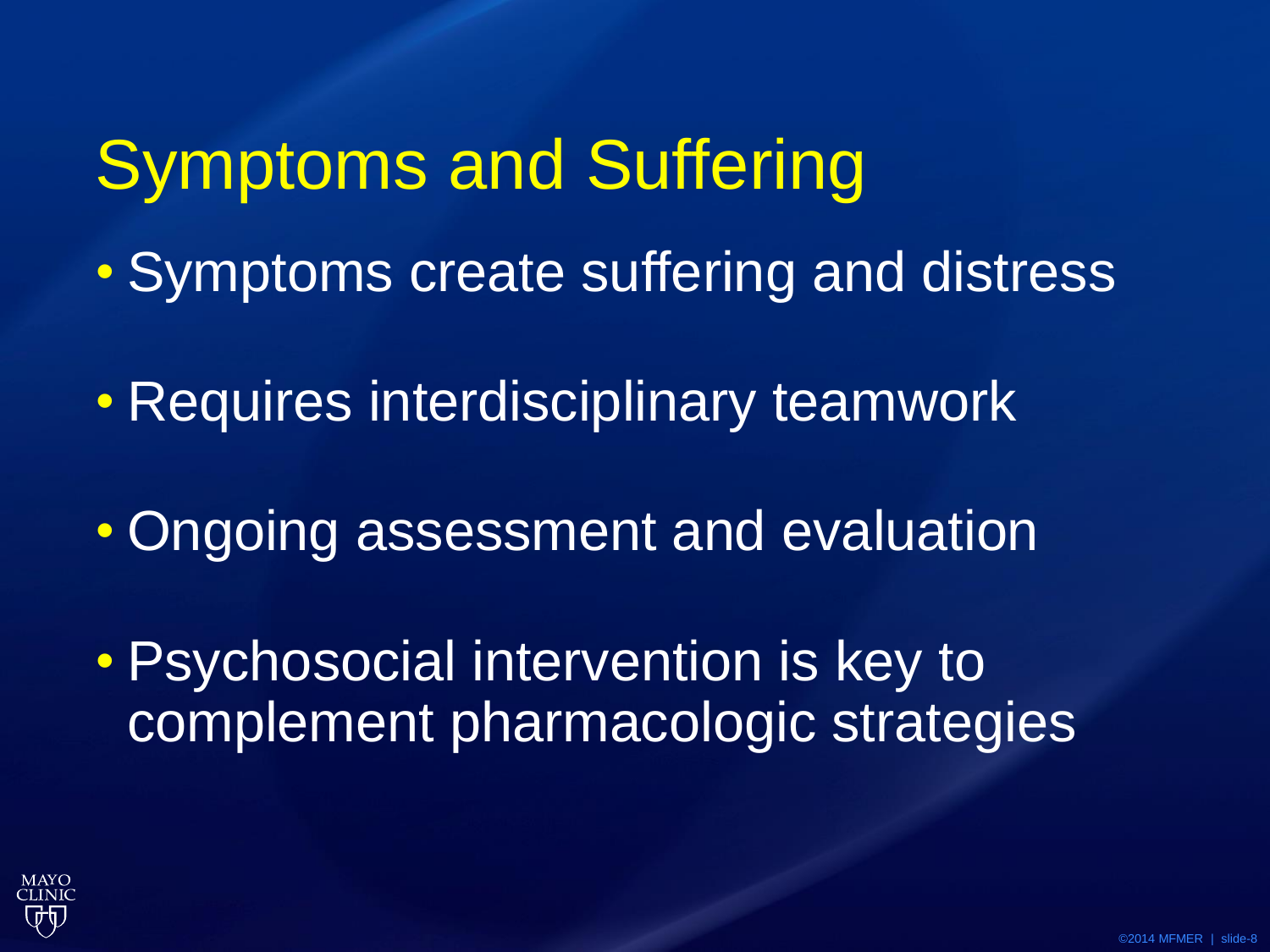# Symptoms and Suffering

- Symptoms create suffering and distress
- Requires interdisciplinary teamwork
- Ongoing assessment and evaluation
- Psychosocial intervention is key to complement pharmacologic strategies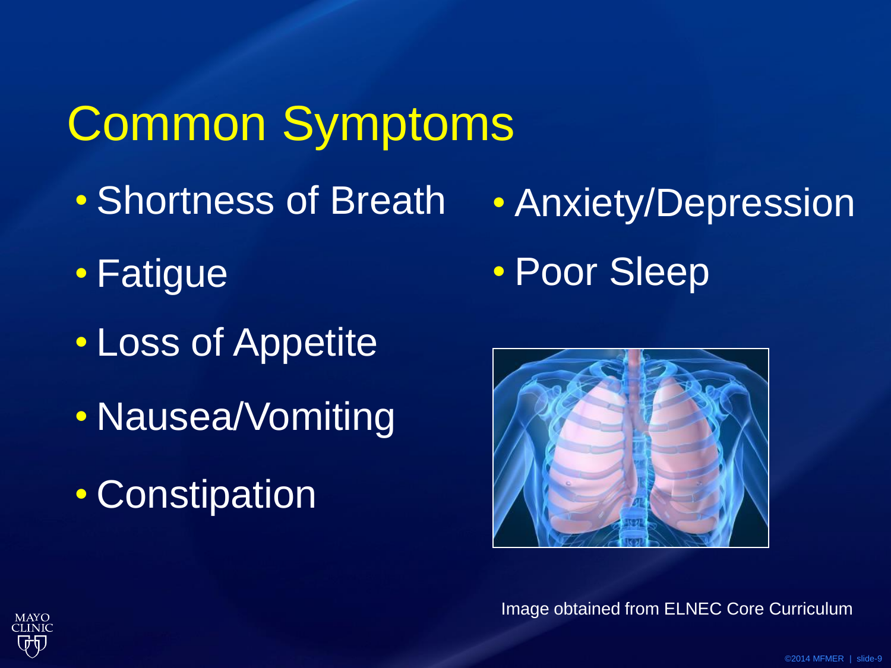# Common Symptoms

- Shortness of Breath
- Fatigue
- Loss of Appetite
- Nausea/Vomiting
- Constipation
- Anxiety/Depression
- Poor Sleep

Image obtained from ELNEC Core Curriculum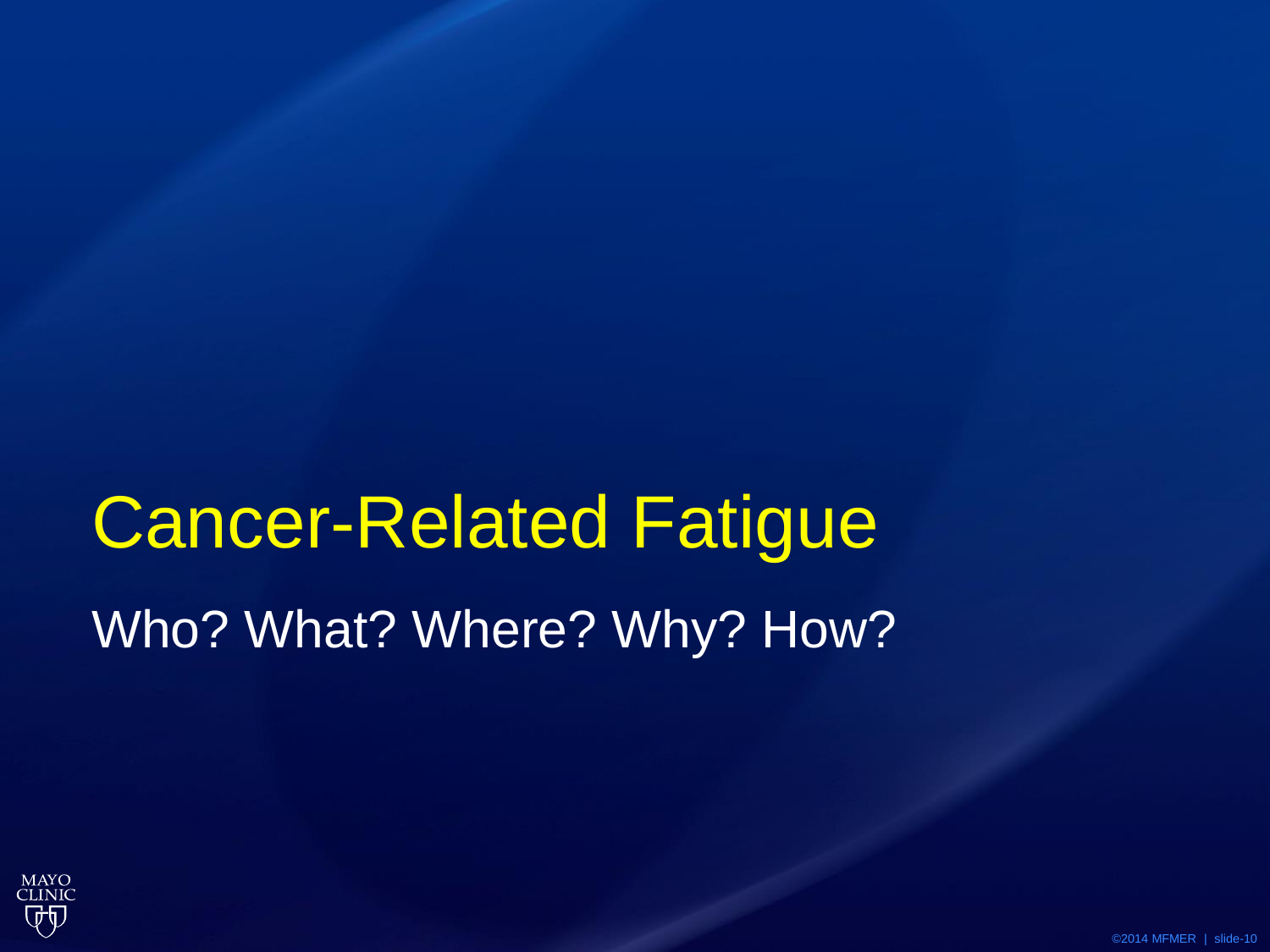# Cancer-Related Fatigue

## Who? What? Where? Why? How?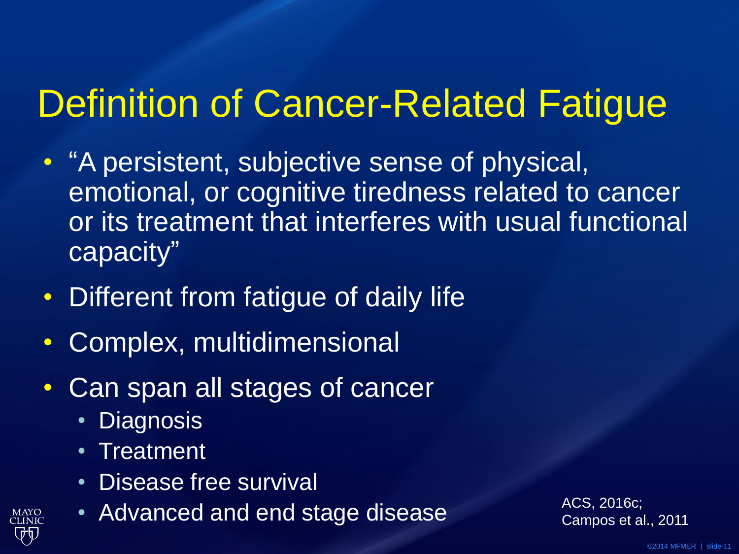# Definition of Cancer-Related Fatigue

- "A persistent, subjective sense of physical, emotional, or cognitive tiredness related to cancer or its treatment that interferes with usual functional capacity"
- Different from fatigue of daily life
- Complex, multidimensional
- Can span all stages of cancer
  - Diagnosis
  - Treatment
  - Disease free survival
  - Advanced and end stage disease

ACS, 2016c;
Campos et al., 2011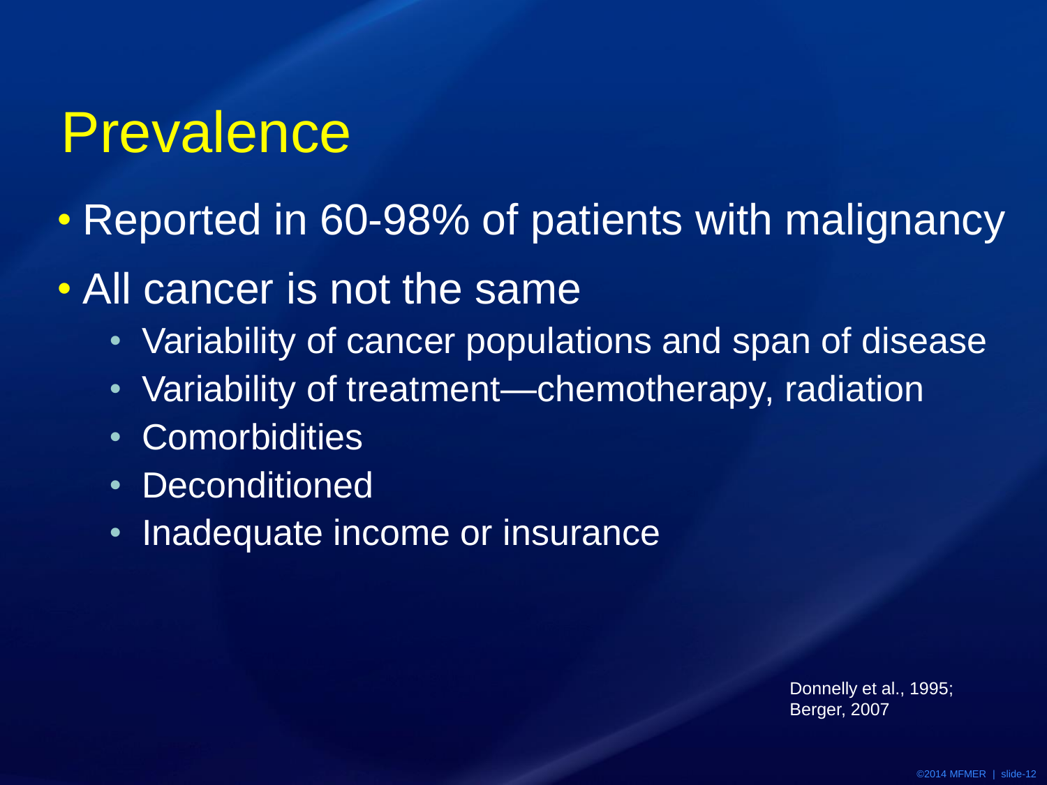# Prevalence

- Reported in 60-98% of patients with malignancy
- All cancer is not the same
  - Variability of cancer populations and span of disease
  - Variability of treatment—chemotherapy, radiation
  - Comorbidities
  - Deconditioned
  - Inadequate income or insurance

Donnelly et al., 1995;
Berger, 2007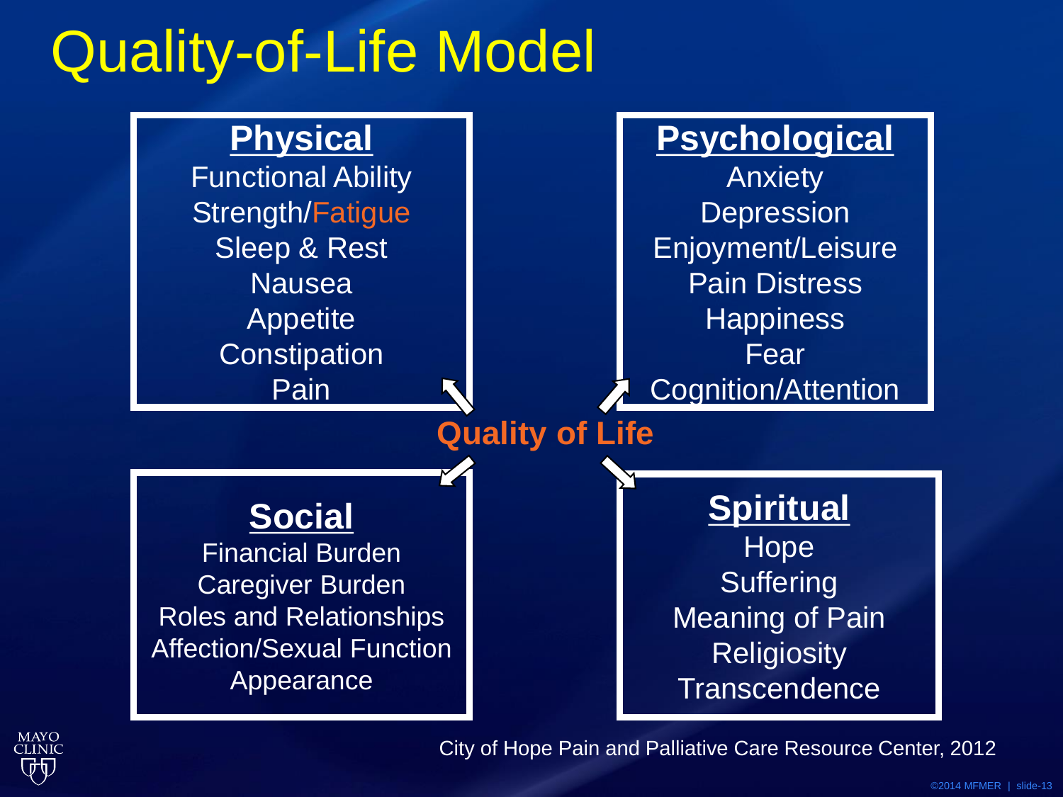# Quality-of-Life Model

**Physical**
- Functional Ability
- Strength/Fatigue
- Sleep & Rest
- Nausea
- Appetite
- Constipation
- Pain

**Psychological**
- Anxiety
- Depression
- Enjoyment/Leisure
- Pain Distress
- Happiness
- Fear
- Cognition/Attention

**Quality of Life**

**Social**
- Financial Burden
- Caregiver Burden
- Roles and Relationships
- Affection/Sexual Function
- Appearance

**Spiritual**
- Hope
- Suffering
- Meaning of Pain
- Religiosity
- Transcendence

City of Hope Pain and Palliative Care Resource Center, 2012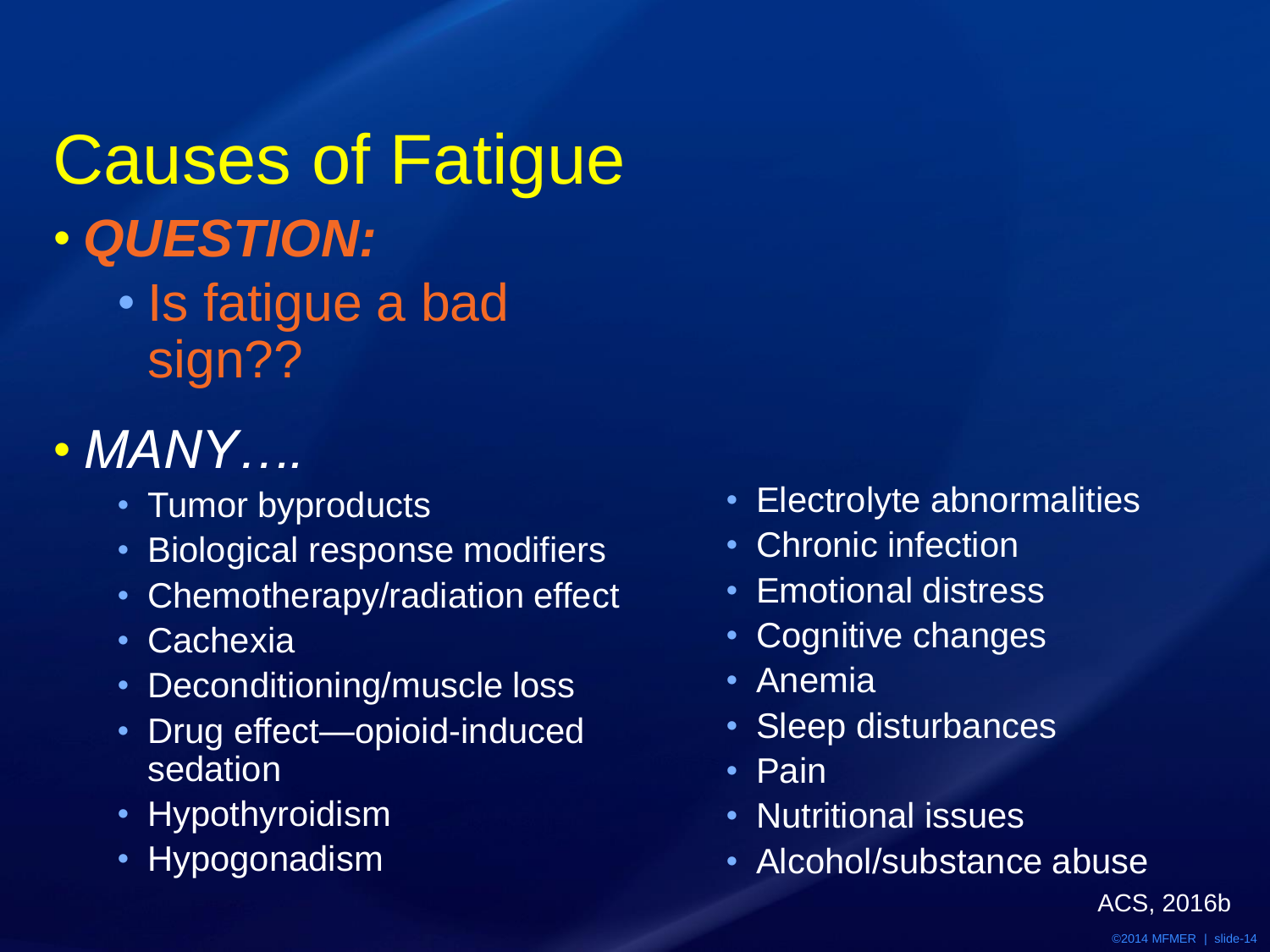# Causes of Fatigue

- ***QUESTION:***
  - Is fatigue a bad sign??
- *MANY….*
  - Tumor byproducts
  - Biological response modifiers
  - Chemotherapy/radiation effect
  - Cachexia
  - Deconditioning/muscle loss
  - Drug effect—opioid-induced sedation
  - Hypothyroidism
  - Hypogonadism
  - Electrolyte abnormalities
  - Chronic infection
  - Emotional distress
  - Cognitive changes
  - Anemia
  - Sleep disturbances
  - Pain
  - Nutritional issues
  - Alcohol/substance abuse

ACS, 2016b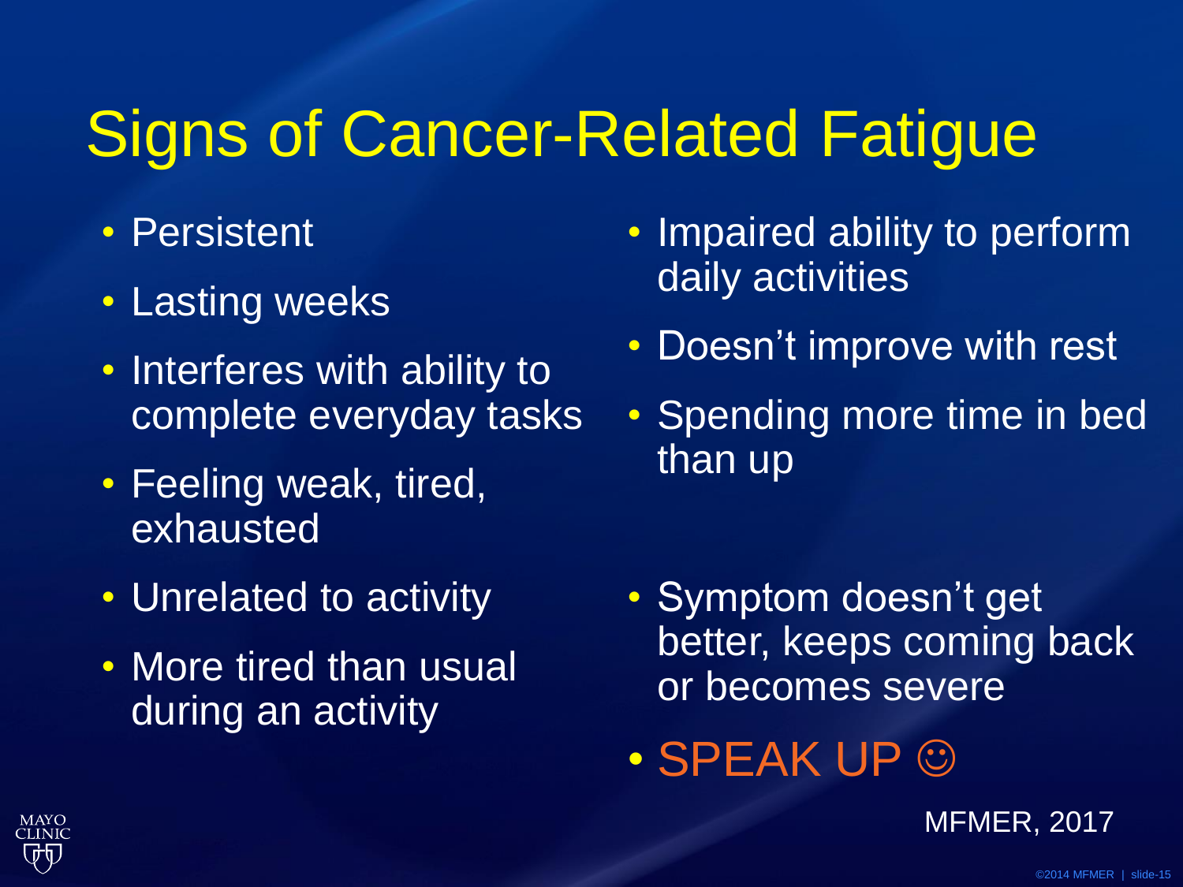# Signs of Cancer-Related Fatigue

- Persistent
- Lasting weeks
- Interferes with ability to complete everyday tasks
- Feeling weak, tired, exhausted
- Unrelated to activity
- More tired than usual during an activity
- Impaired ability to perform daily activities
- Doesn't improve with rest
- Spending more time in bed than up
- Symptom doesn't get better, keeps coming back or becomes severe
- SPEAK UP ☺

MFMER, 2017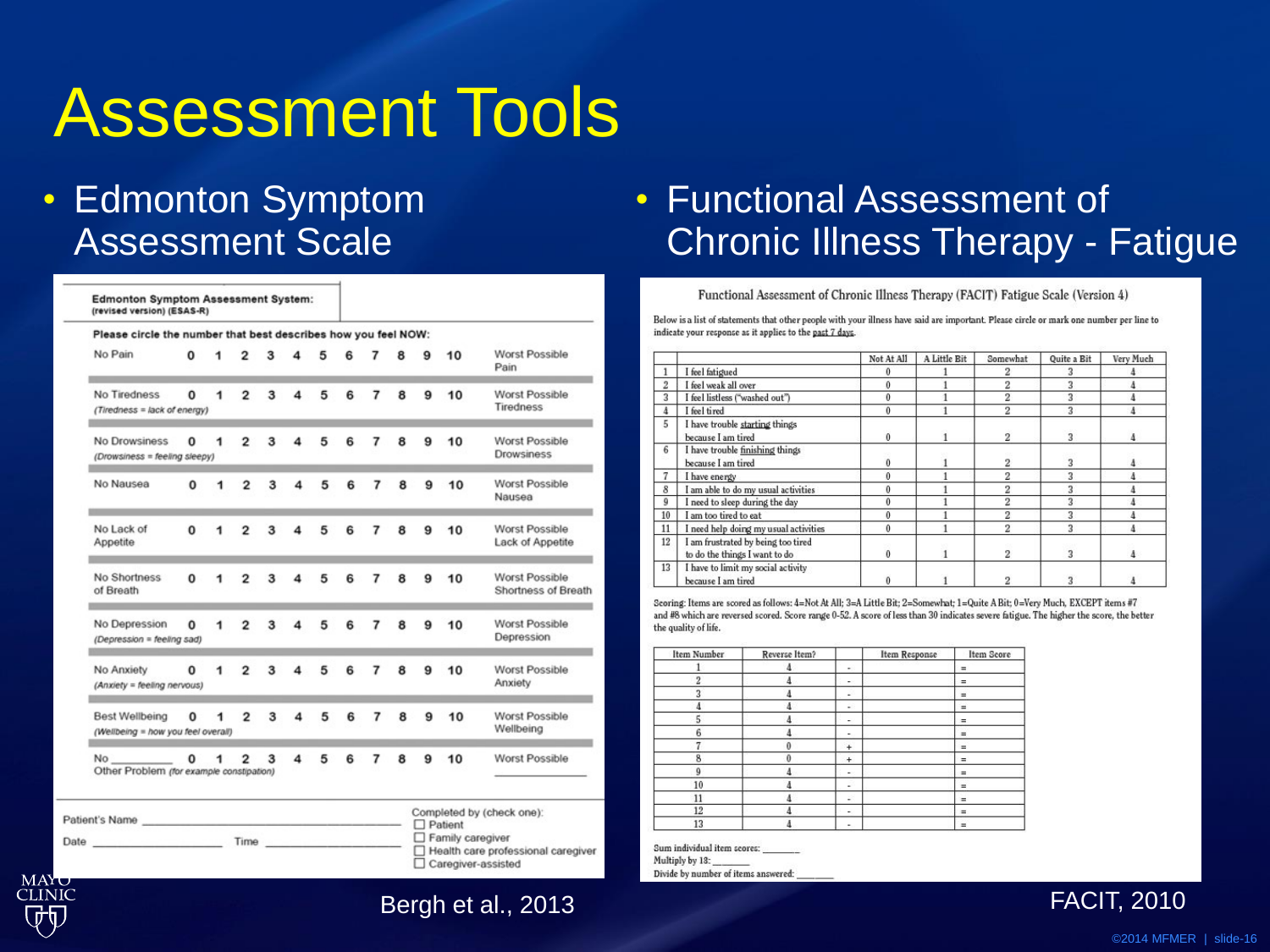# Assessment Tools

- Edmonton Symptom Assessment Scale

**Edmonton Symptom Assessment System:**
(revised version) (ESAS-R)

**Please circle the number that best describes how you feel NOW:**

| | | | | | | | | | | | | |
|---|---|---|---|---|---|---|---|---|---|---|---|---|
| No Pain | 0 | 1 | 2 | 3 | 4 | 5 | 6 | 7 | 8 | 9 | 10 | Worst Possible Pain |
| No Tiredness (*Tiredness = lack of energy*) | 0 | 1 | 2 | 3 | 4 | 5 | 6 | 7 | 8 | 9 | 10 | Worst Possible Tiredness |
| No Drowsiness (*Drowsiness = feeling sleepy*) | 0 | 1 | 2 | 3 | 4 | 5 | 6 | 7 | 8 | 9 | 10 | Worst Possible Drowsiness |
| No Nausea | 0 | 1 | 2 | 3 | 4 | 5 | 6 | 7 | 8 | 9 | 10 | Worst Possible Nausea |
| No Lack of Appetite | 0 | 1 | 2 | 3 | 4 | 5 | 6 | 7 | 8 | 9 | 10 | Worst Possible Lack of Appetite |
| No Shortness of Breath | 0 | 1 | 2 | 3 | 4 | 5 | 6 | 7 | 8 | 9 | 10 | Worst Possible Shortness of Breath |
| No Depression (*Depression = feeling sad*) | 0 | 1 | 2 | 3 | 4 | 5 | 6 | 7 | 8 | 9 | 10 | Worst Possible Depression |
| No Anxiety (*Anxiety = feeling nervous*) | 0 | 1 | 2 | 3 | 4 | 5 | 6 | 7 | 8 | 9 | 10 | Worst Possible Anxiety |
| Best Wellbeing (*Wellbeing = how you feel overall*) | 0 | 1 | 2 | 3 | 4 | 5 | 6 | 7 | 8 | 9 | 10 | Worst Possible Wellbeing |
| No ______ Other Problem (*for example constipation*) | 0 | 1 | 2 | 3 | 4 | 5 | 6 | 7 | 8 | 9 | 10 | Worst Possible ______ |

Patient's Name ______________________

Date ______________ Time ______________

Completed by (check one):
☐ Patient
☐ Family caregiver
☐ Health care professional caregiver
☐ Caregiver-assisted

Bergh et al., 2013

- Functional Assessment of Chronic Illness Therapy - Fatigue

Functional Assessment of Chronic Illness Therapy (FACIT) Fatigue Scale (Version 4)

Below is a list of statements that other people with your illness have said are important. Please circle or mark one number per line to indicate your response as it applies to the past 7 days.

| | | Not At All | A Little Bit | Somewhat | Quite a Bit | Very Much |
|---|---|---|---|---|---|---|
| 1 | I feel fatigued | 0 | 1 | 2 | 3 | 4 |
| 2 | I feel weak all over | 0 | 1 | 2 | 3 | 4 |
| 3 | I feel listless ("washed out") | 0 | 1 | 2 | 3 | 4 |
| 4 | I feel tired | 0 | 1 | 2 | 3 | 4 |
| 5 | I have trouble starting things because I am tired | 0 | 1 | 2 | 3 | 4 |
| 6 | I have trouble finishing things because I am tired | 0 | 1 | 2 | 3 | 4 |
| 7 | I have energy | 0 | 1 | 2 | 3 | 4 |
| 8 | I am able to do my usual activities | 0 | 1 | 2 | 3 | 4 |
| 9 | I need to sleep during the day | 0 | 1 | 2 | 3 | 4 |
| 10 | I am too tired to eat | 0 | 1 | 2 | 3 | 4 |
| 11 | I need help doing my usual activities | 0 | 1 | 2 | 3 | 4 |
| 12 | I am frustrated by being too tired to do the things I want to do | 0 | 1 | 2 | 3 | 4 |
| 13 | I have to limit my social activity because I am tired | 0 | 1 | 2 | 3 | 4 |

Scoring: Items are scored as follows: 4=Not At All; 3=A Little Bit; 2=Somewhat; 1=Quite A Bit; 0=Very Much, EXCEPT items #7 and #8 which are reversed scored. Score range 0-52. A score of less than 30 indicates severe fatigue. The higher the score, the better the quality of life.

| Item Number | Reverse Item? | | Item Response | Item Score |
|---|---|---|---|---|
| 1 | 4 | - | | = |
| 2 | 4 | - | | = |
| 3 | 4 | - | | = |
| 4 | 4 | - | | = |
| 5 | 4 | - | | = |
| 6 | 4 | - | | = |
| 7 | 0 | + | | = |
| 8 | 0 | + | | = |
| 9 | 4 | - | | = |
| 10 | 4 | - | | = |
| 11 | 4 | - | | = |
| 12 | 4 | - | | = |
| 13 | 4 | - | | = |

Sum individual item scores: ______
Multiply by 13: ______
Divide by number of items answered: ______

FACIT, 2010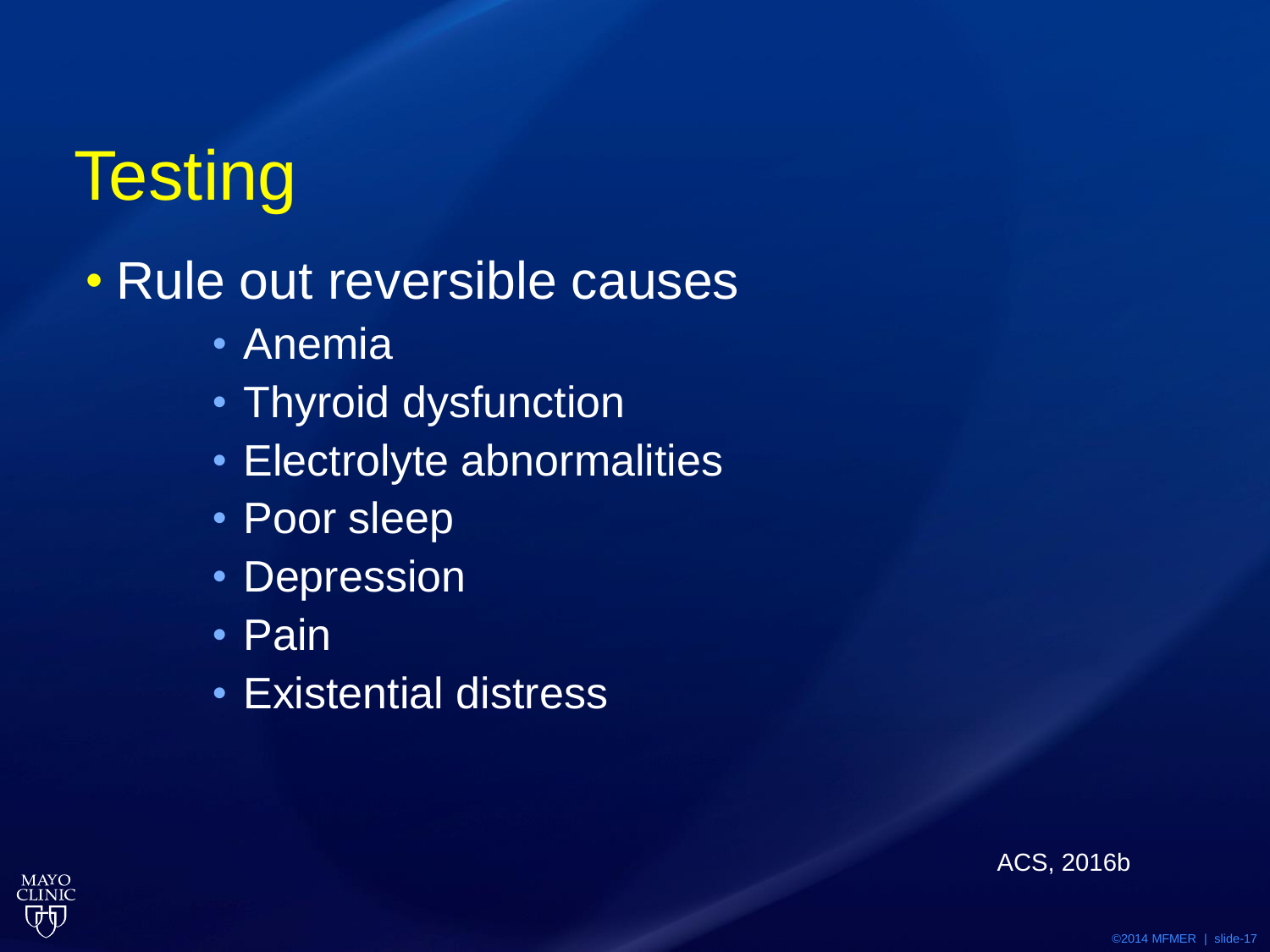# Testing

- Rule out reversible causes
  - Anemia
  - Thyroid dysfunction
  - Electrolyte abnormalities
  - Poor sleep
  - Depression
  - Pain
  - Existential distress

ACS, 2016b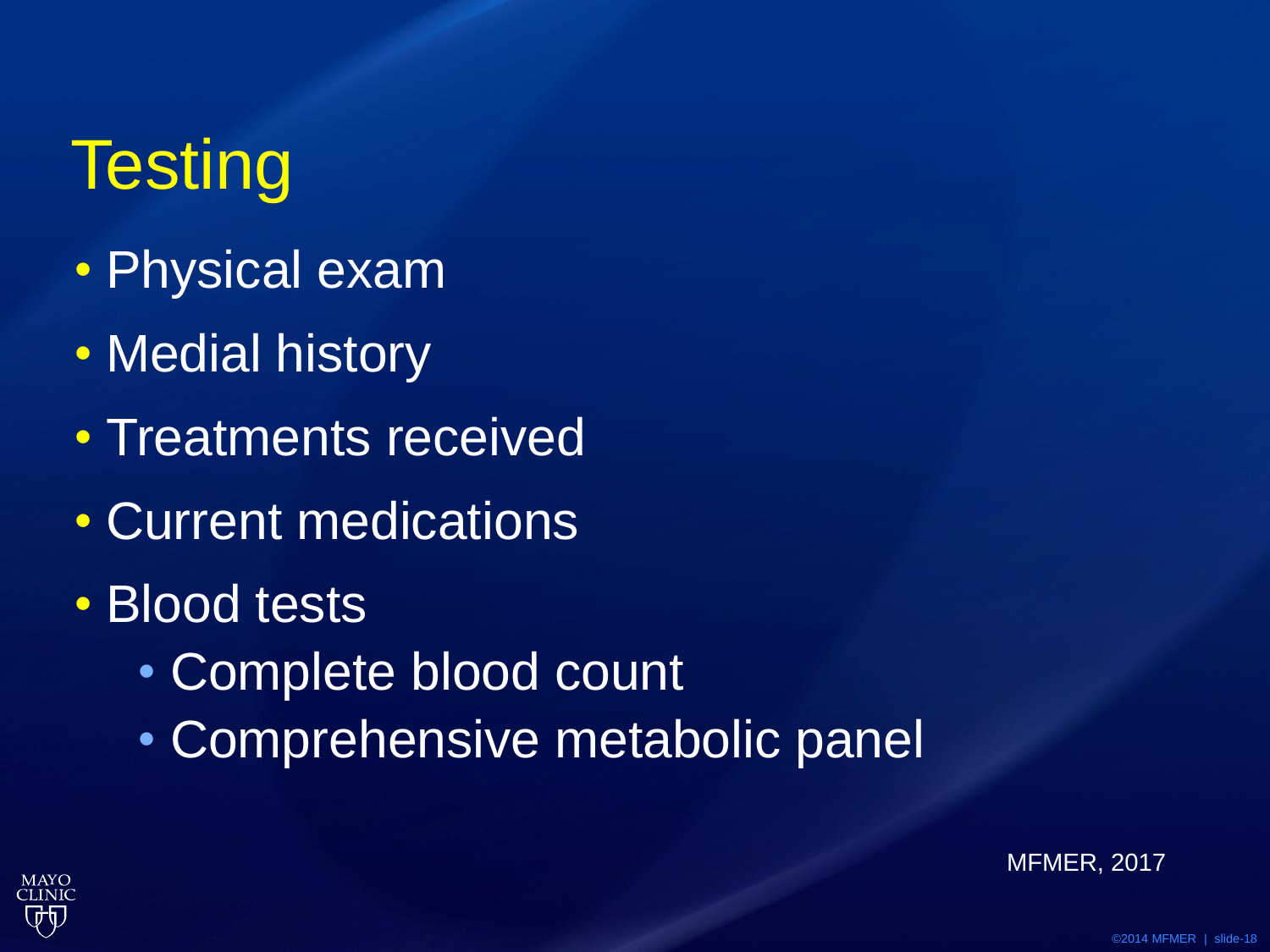# Testing

- Physical exam
- Medial history
- Treatments received
- Current medications
- Blood tests
  - Complete blood count
  - Comprehensive metabolic panel

MFMER, 2017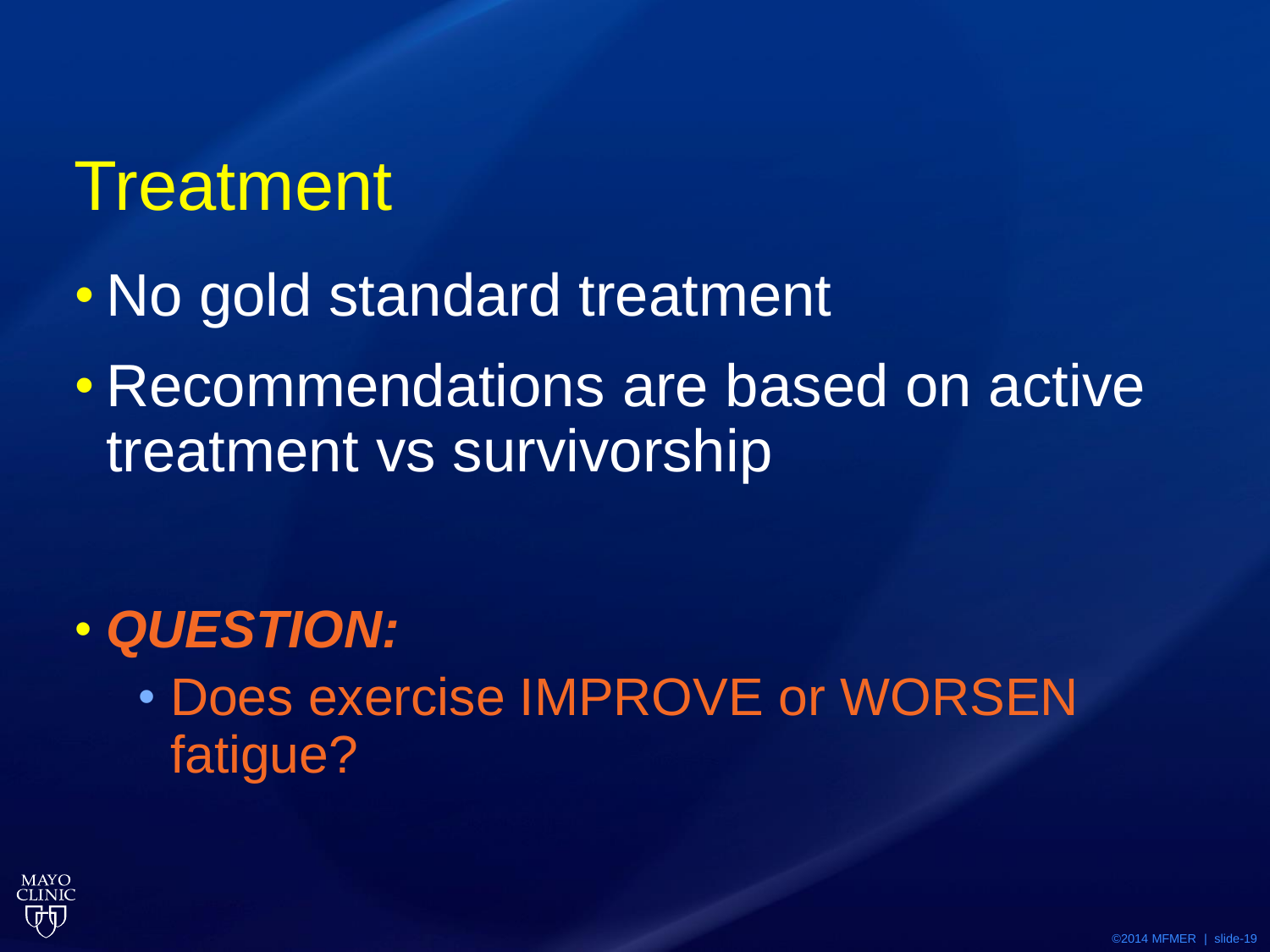# Treatment

- No gold standard treatment
- Recommendations are based on active treatment vs survivorship
- ***QUESTION:***
  - Does exercise IMPROVE or WORSEN fatigue?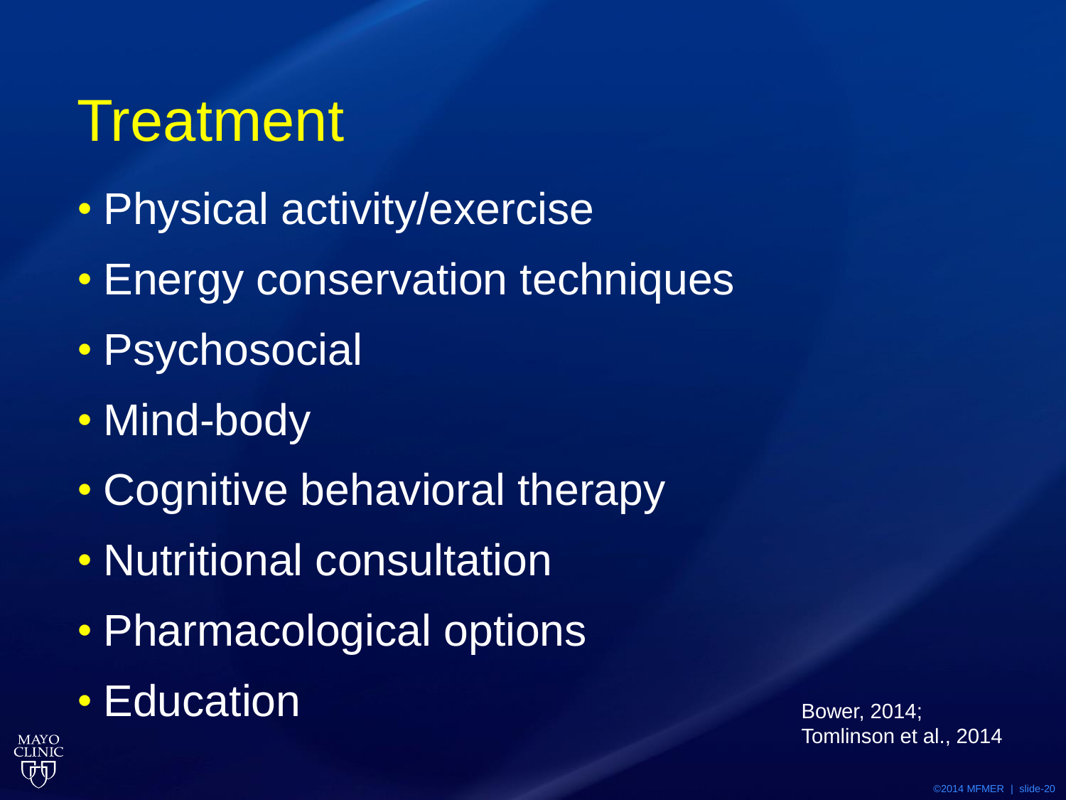# Treatment

- Physical activity/exercise
- Energy conservation techniques
- Psychosocial
- Mind-body
- Cognitive behavioral therapy
- Nutritional consultation
- Pharmacological options
- Education

Bower, 2014;
Tomlinson et al., 2014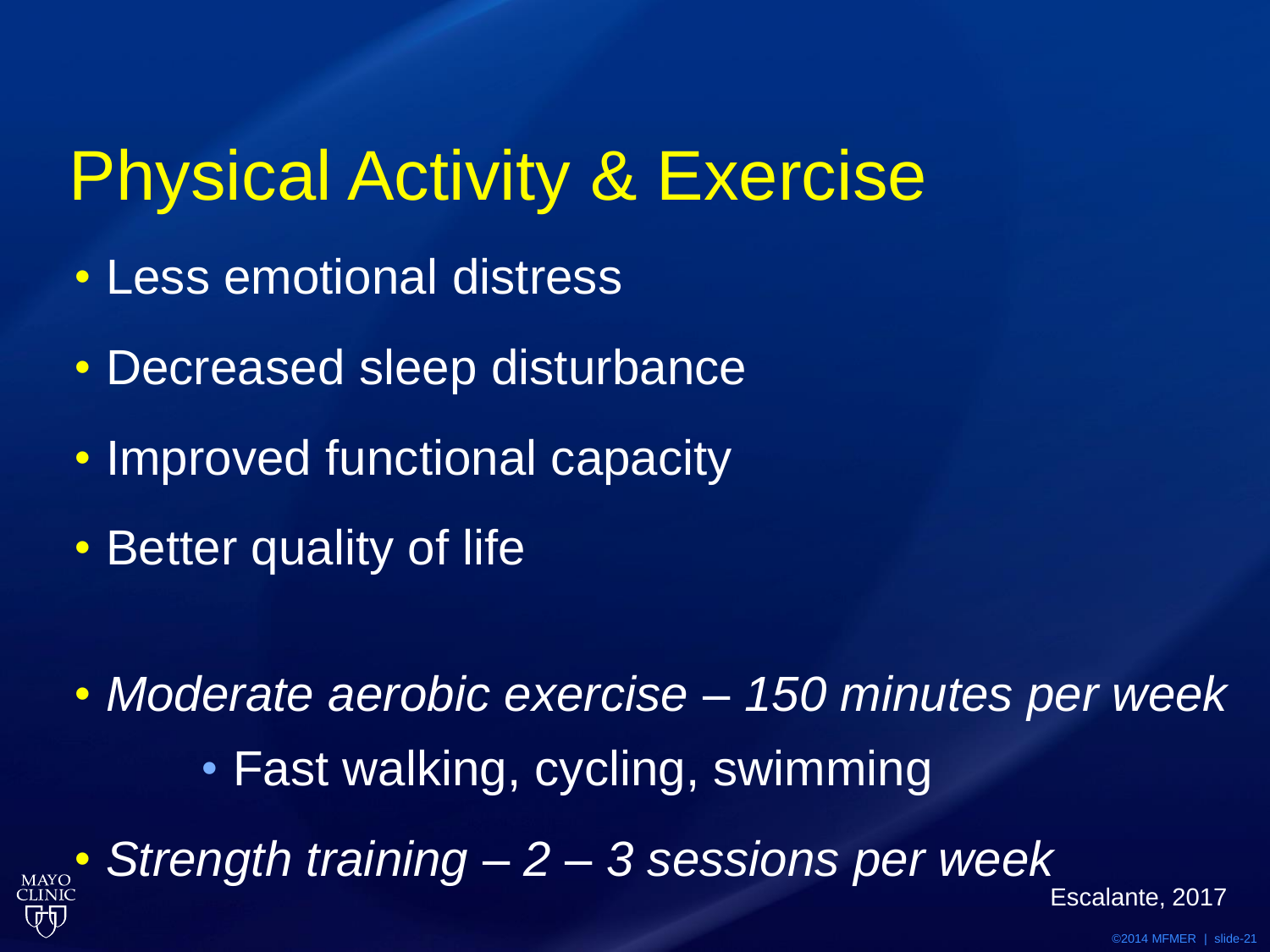# Physical Activity & Exercise

- Less emotional distress
- Decreased sleep disturbance
- Improved functional capacity
- Better quality of life

- *Moderate aerobic exercise – 150 minutes per week*
  - Fast walking, cycling, swimming
- *Strength training – 2 – 3 sessions per week*

Escalante, 2017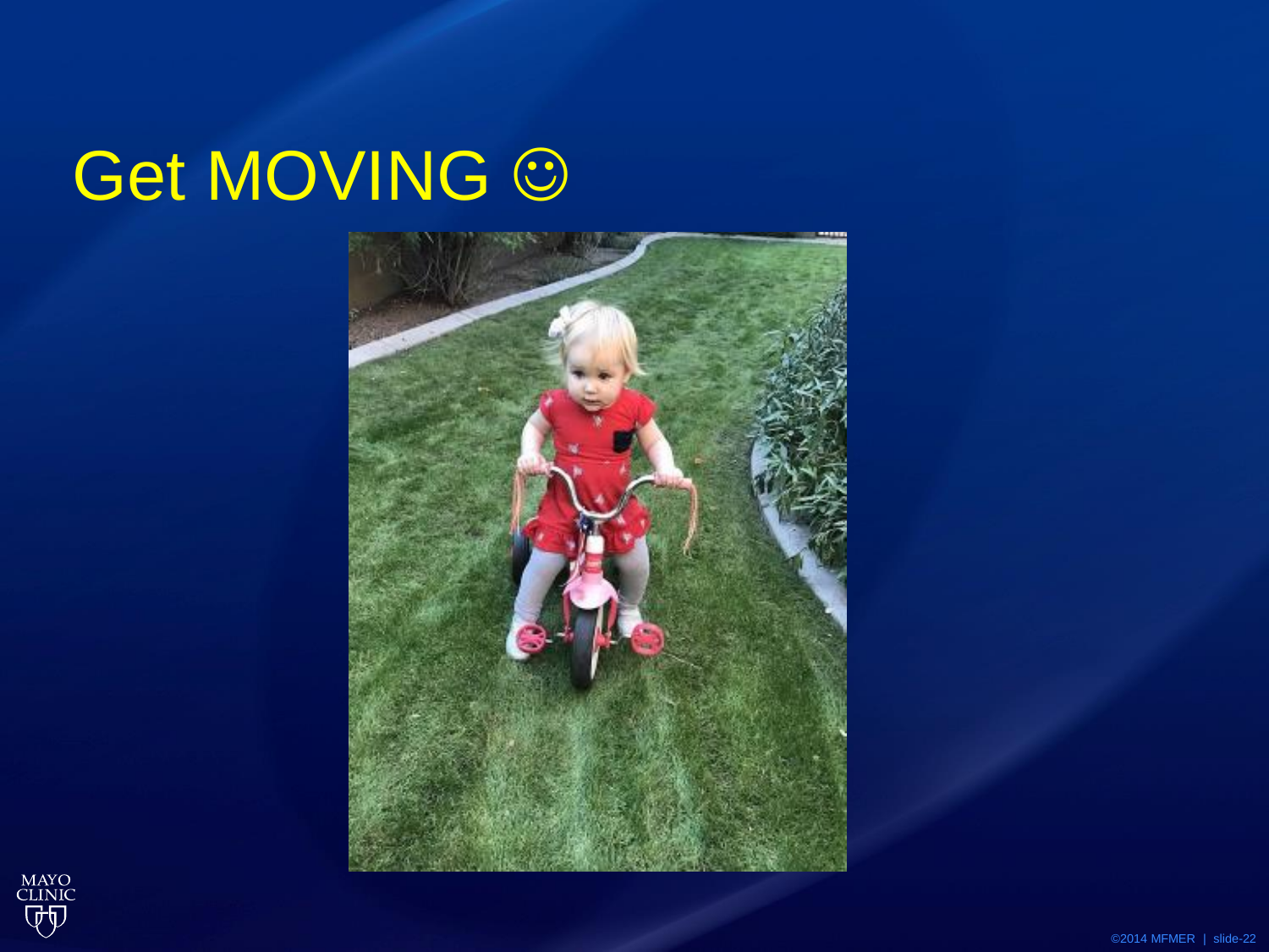# Get MOVING ☺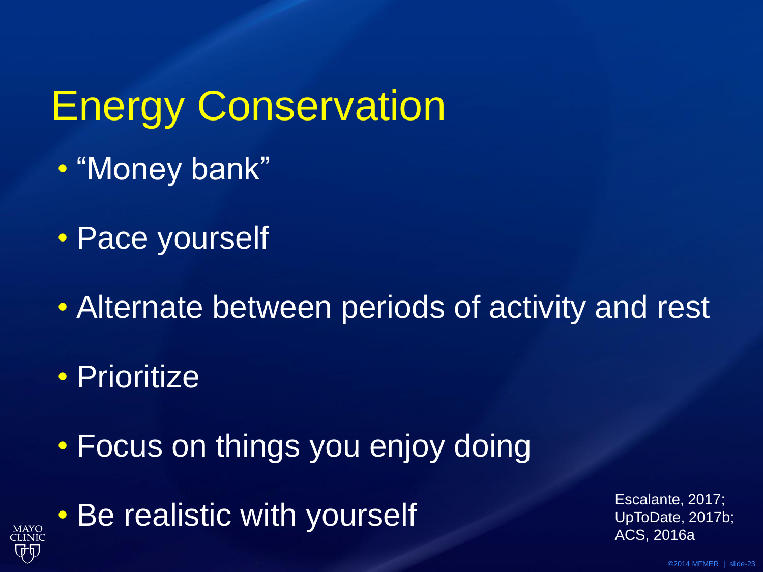# Energy Conservation

- "Money bank"
- Pace yourself
- Alternate between periods of activity and rest
- Prioritize
- Focus on things you enjoy doing
- Be realistic with yourself

Escalante, 2017;
UpToDate, 2017b;
ACS, 2016a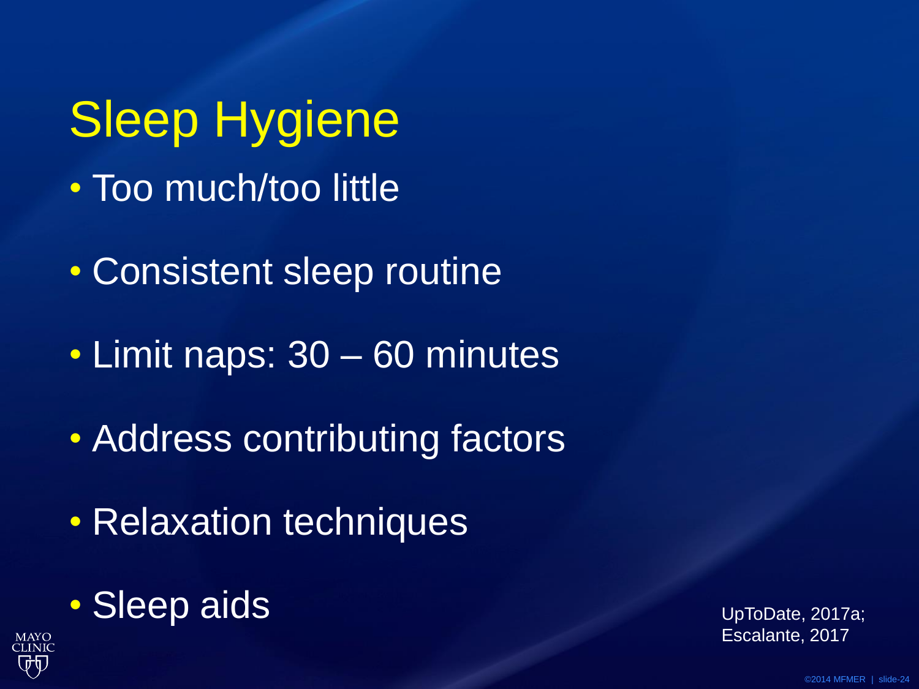# Sleep Hygiene

- Too much/too little
- Consistent sleep routine
- Limit naps: 30 – 60 minutes
- Address contributing factors
- Relaxation techniques
- Sleep aids

UpToDate, 2017a; Escalante, 2017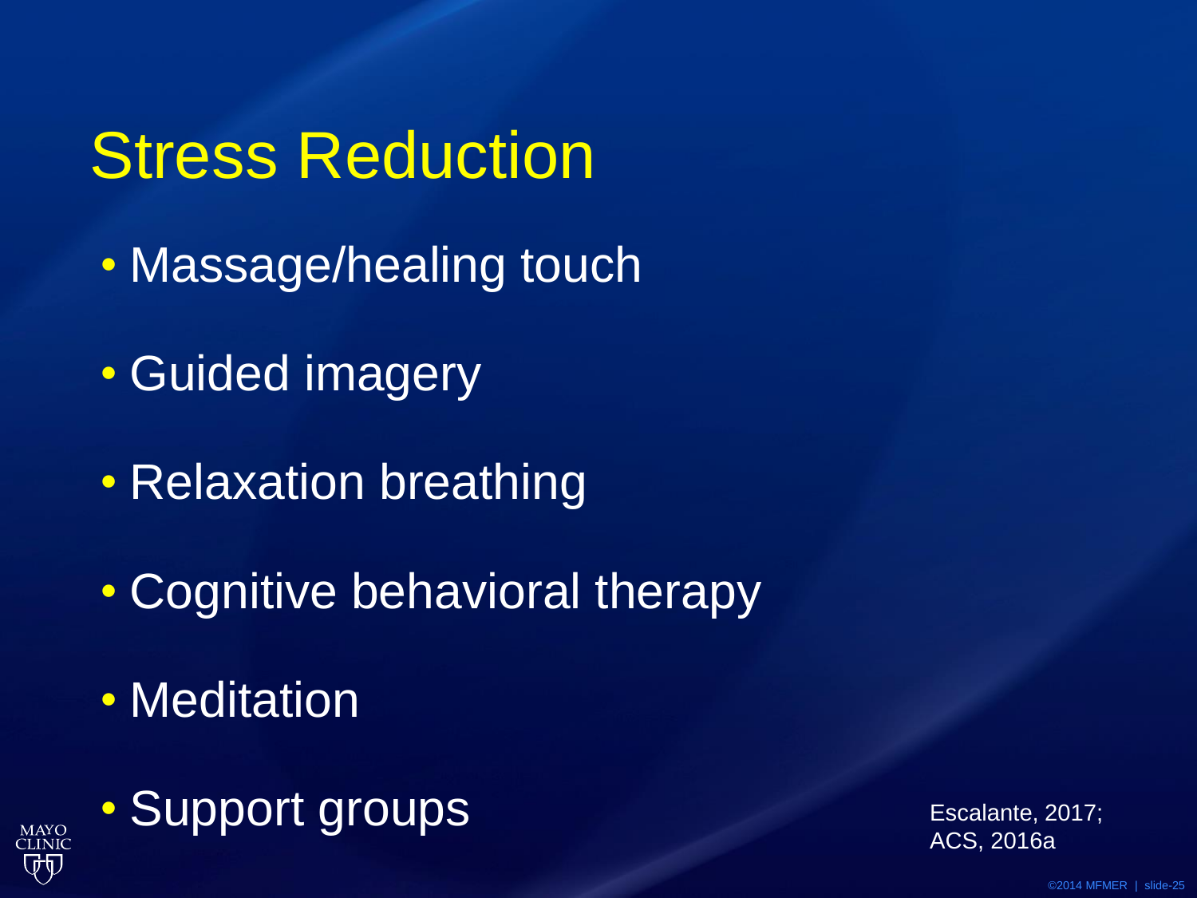# Stress Reduction

- Massage/healing touch
- Guided imagery
- Relaxation breathing
- Cognitive behavioral therapy
- Meditation
- Support groups

Escalante, 2017; ACS, 2016a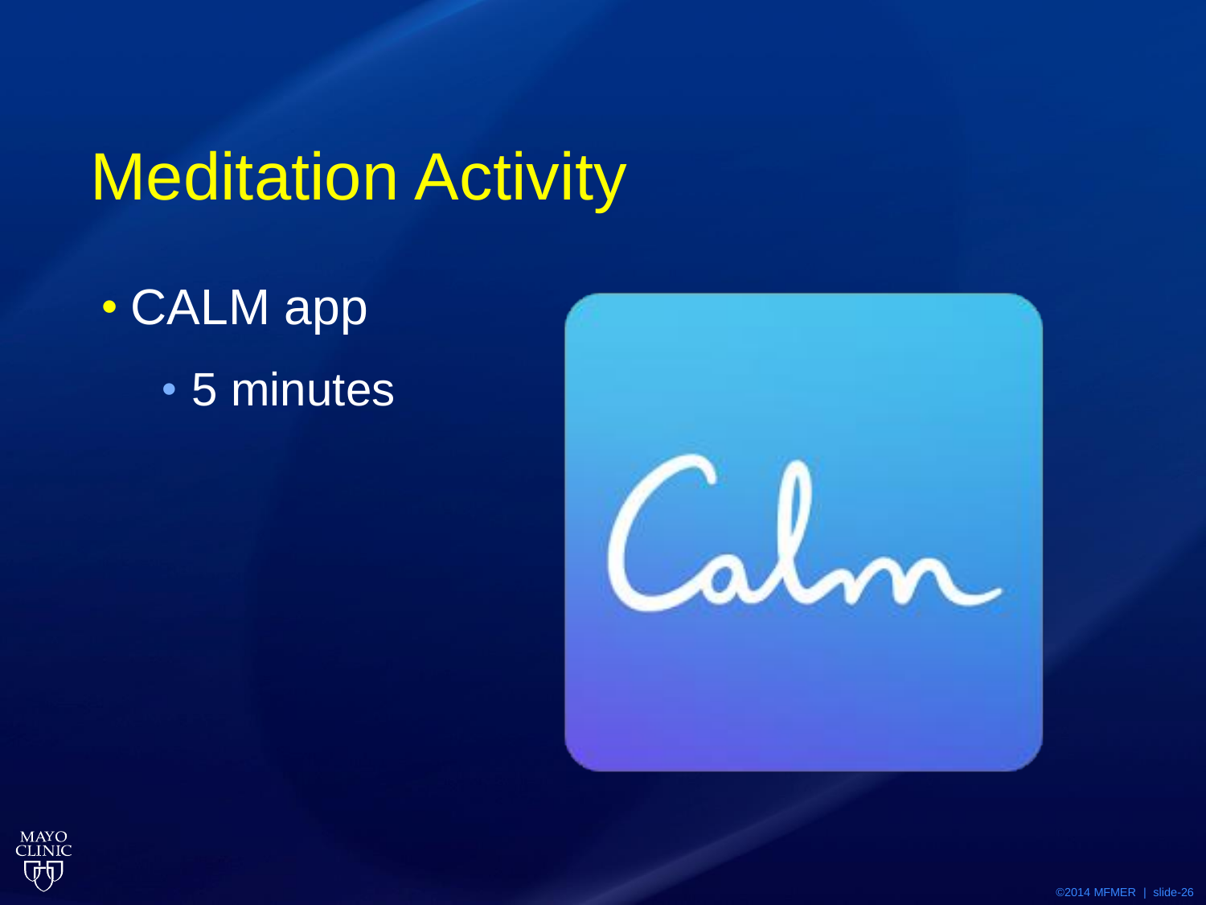# Meditation Activity

- CALM app
  - 5 minutes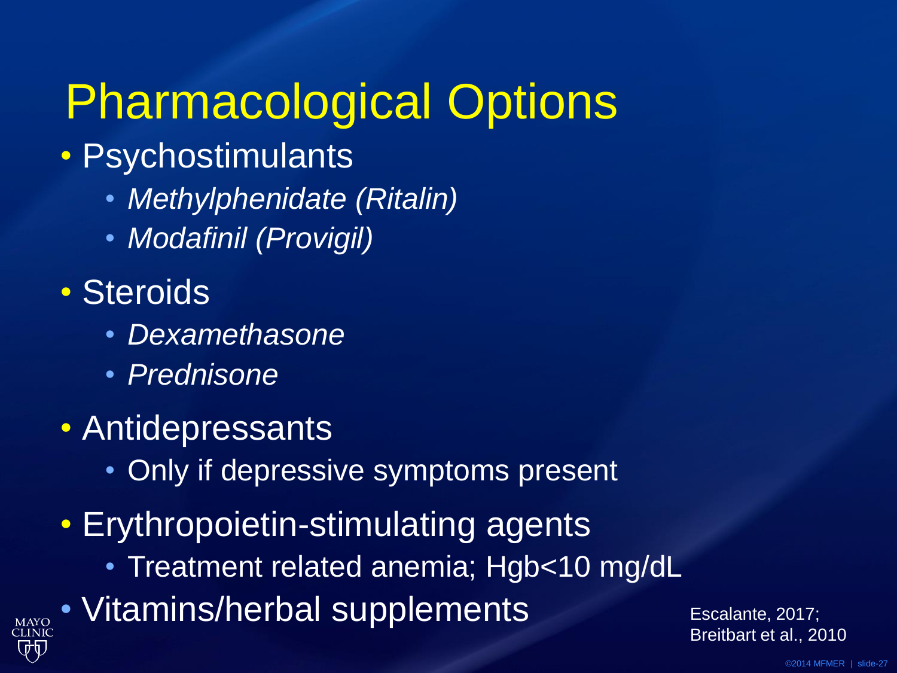# Pharmacological Options

- Psychostimulants
  - *Methylphenidate (Ritalin)*
  - *Modafinil (Provigil)*
- Steroids
  - *Dexamethasone*
  - *Prednisone*
- Antidepressants
  - Only if depressive symptoms present
- Erythropoietin-stimulating agents
  - Treatment related anemia; Hgb<10 mg/dL
- Vitamins/herbal supplements

Escalante, 2017;
Breitbart et al., 2010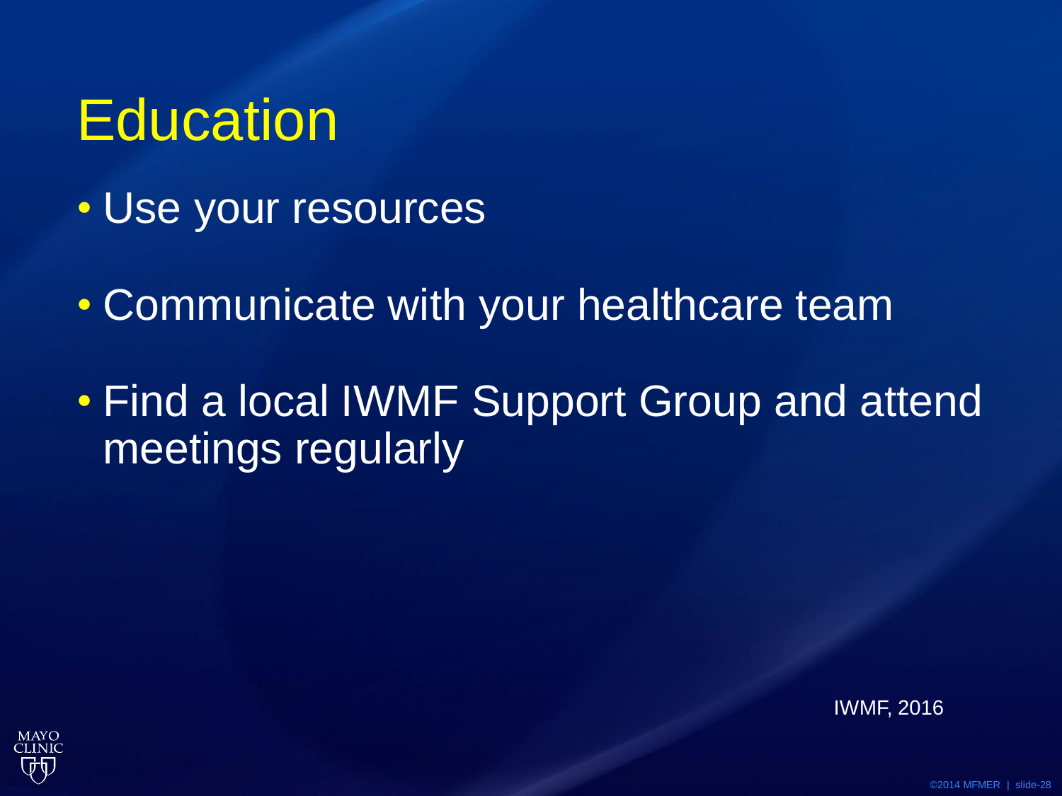# Education

- Use your resources
- Communicate with your healthcare team
- Find a local IWMF Support Group and attend meetings regularly

IWMF, 2016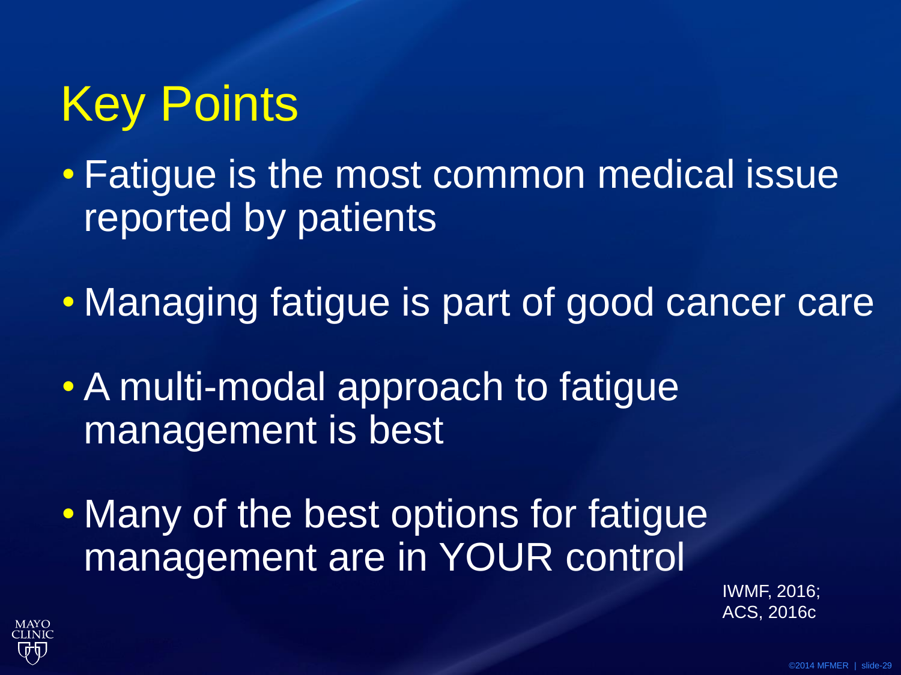# Key Points

- Fatigue is the most common medical issue reported by patients
- Managing fatigue is part of good cancer care
- A multi-modal approach to fatigue management is best
- Many of the best options for fatigue management are in YOUR control

IWMF, 2016;
ACS, 2016c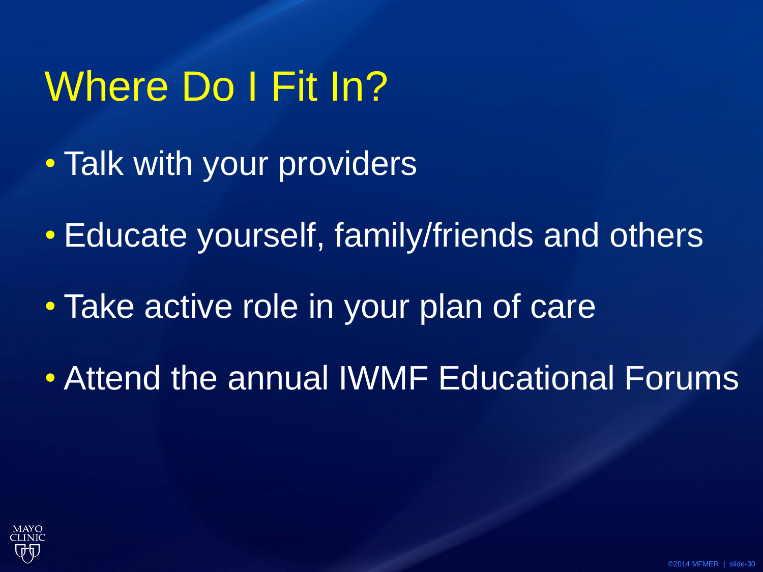# Where Do I Fit In?

- Talk with your providers
- Educate yourself, family/friends and others
- Take active role in your plan of care
- Attend the annual IWMF Educational Forums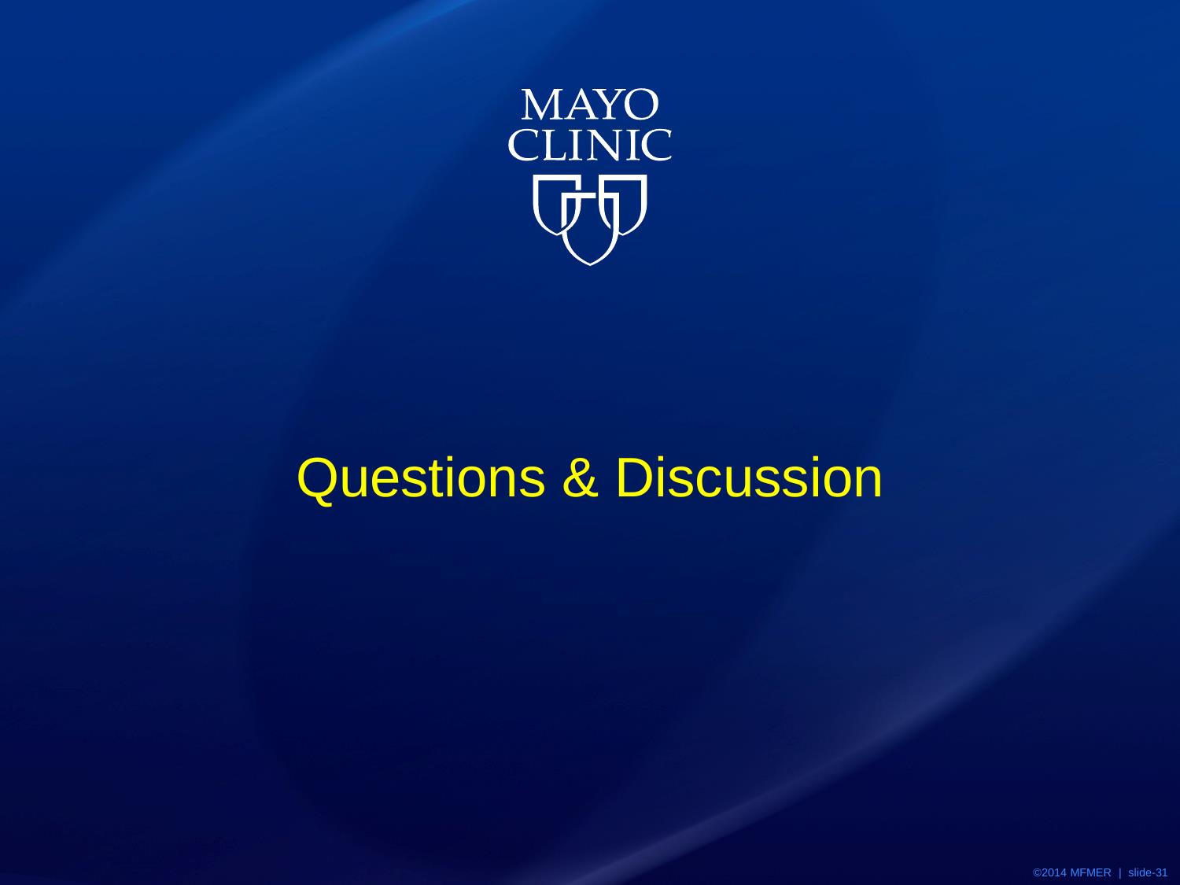MAYO CLINIC

# Questions & Discussion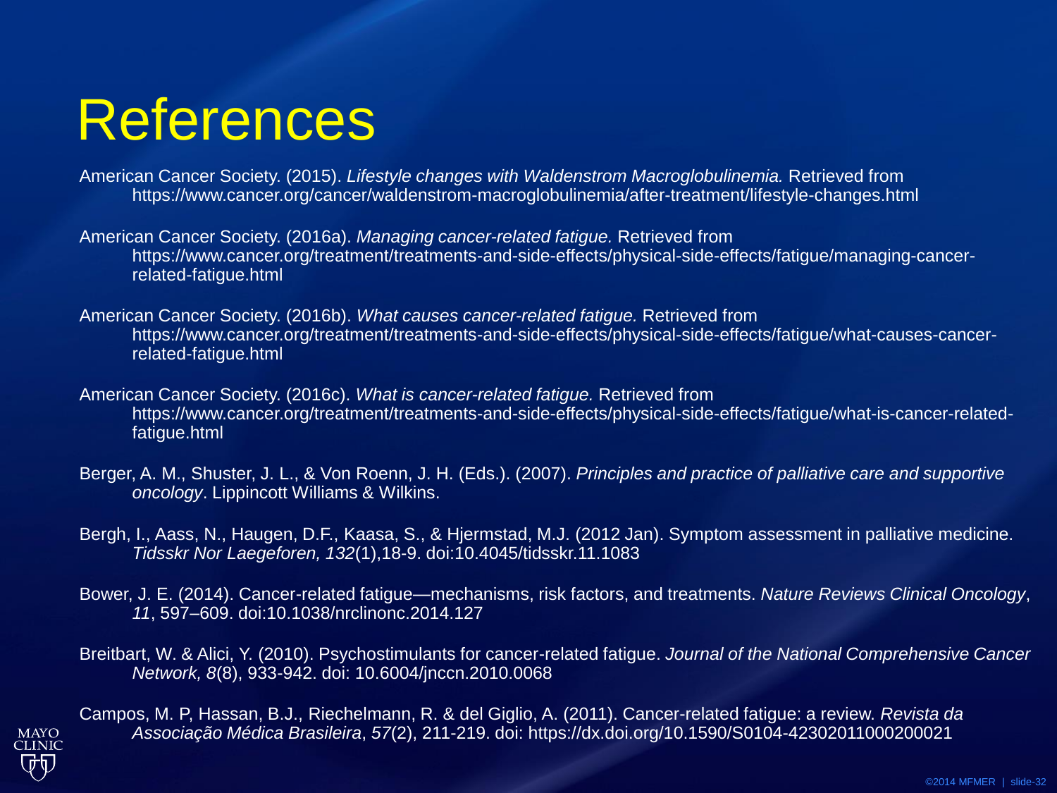# References

American Cancer Society. (2015). *Lifestyle changes with Waldenstrom Macroglobulinemia.* Retrieved from https://www.cancer.org/cancer/waldenstrom-macroglobulinemia/after-treatment/lifestyle-changes.html

American Cancer Society. (2016a). *Managing cancer-related fatigue.* Retrieved from https://www.cancer.org/treatment/treatments-and-side-effects/physical-side-effects/fatigue/managing-cancer-related-fatigue.html

American Cancer Society. (2016b). *What causes cancer-related fatigue.* Retrieved from https://www.cancer.org/treatment/treatments-and-side-effects/physical-side-effects/fatigue/what-causes-cancer-related-fatigue.html

American Cancer Society. (2016c). *What is cancer-related fatigue.* Retrieved from https://www.cancer.org/treatment/treatments-and-side-effects/physical-side-effects/fatigue/what-is-cancer-related-fatigue.html

Berger, A. M., Shuster, J. L., & Von Roenn, J. H. (Eds.). (2007). *Principles and practice of palliative care and supportive oncology*. Lippincott Williams & Wilkins.

Bergh, I., Aass, N., Haugen, D.F., Kaasa, S., & Hjermstad, M.J. (2012 Jan). Symptom assessment in palliative medicine. *Tidsskr Nor Laegeforen, 132*(1),18-9. doi:10.4045/tidsskr.11.1083

Bower, J. E. (2014). Cancer-related fatigue—mechanisms, risk factors, and treatments. *Nature Reviews Clinical Oncology*, *11*, 597–609. doi:10.1038/nrclinonc.2014.127

Breitbart, W. & Alici, Y. (2010). Psychostimulants for cancer-related fatigue. *Journal of the National Comprehensive Cancer Network, 8*(8), 933-942. doi: 10.6004/jnccn.2010.0068

Campos, M. P, Hassan, B.J., Riechelmann, R. & del Giglio, A. (2011). Cancer-related fatigue: a review. *Revista da Associação Médica Brasileira*, *57*(2), 211-219. doi: https://dx.doi.org/10.1590/S0104-42302011000200021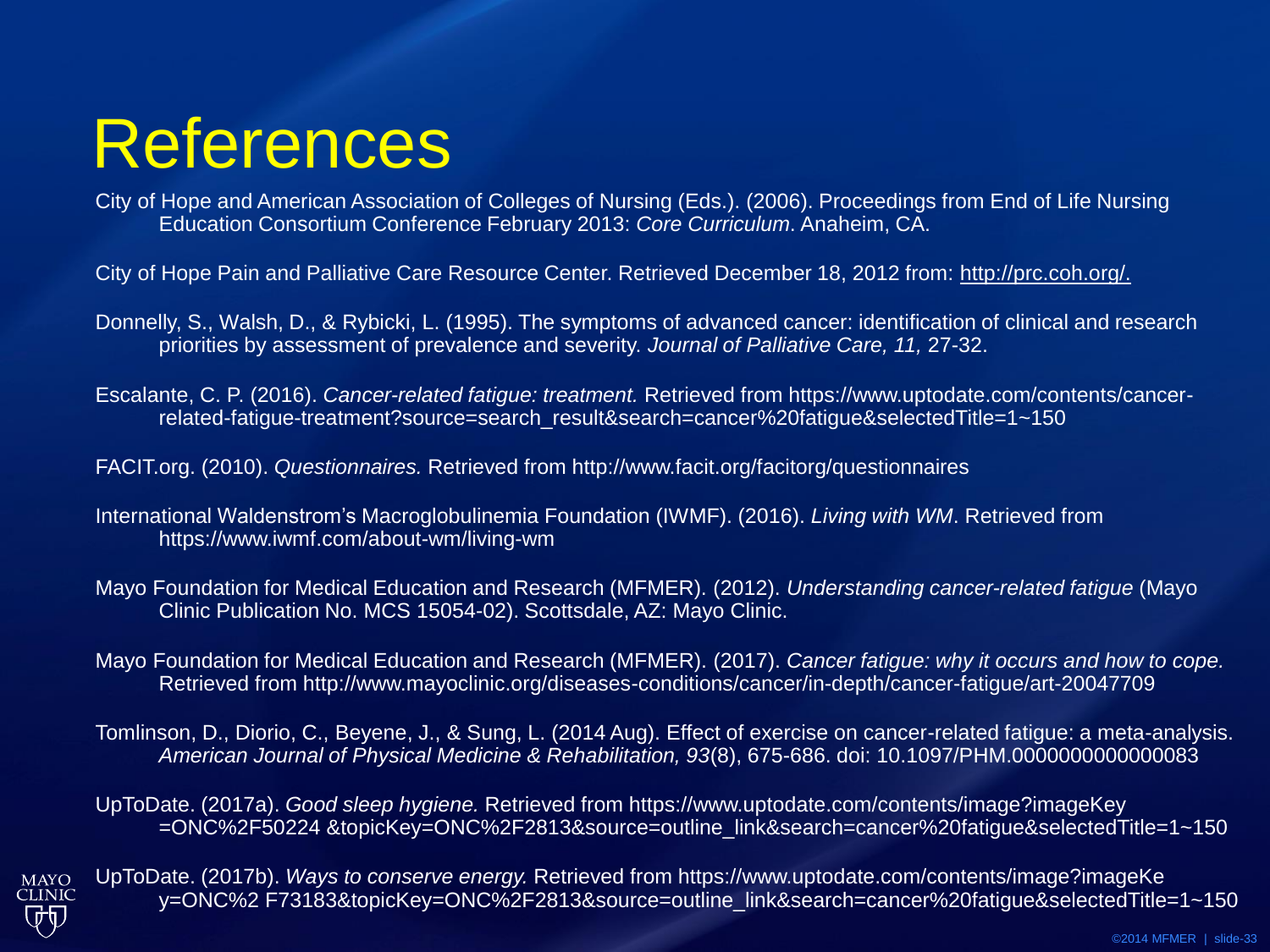# References

City of Hope and American Association of Colleges of Nursing (Eds.). (2006). Proceedings from End of Life Nursing Education Consortium Conference February 2013: *Core Curriculum*. Anaheim, CA.

City of Hope Pain and Palliative Care Resource Center. Retrieved December 18, 2012 from: http://prc.coh.org/.

Donnelly, S., Walsh, D., & Rybicki, L. (1995). The symptoms of advanced cancer: identification of clinical and research priorities by assessment of prevalence and severity. *Journal of Palliative Care, 11,* 27-32.

Escalante, C. P. (2016). *Cancer-related fatigue: treatment.* Retrieved from https://www.uptodate.com/contents/cancer-related-fatigue-treatment?source=search_result&search=cancer%20fatigue&selectedTitle=1~150

FACIT.org. (2010). *Questionnaires.* Retrieved from http://www.facit.org/facitorg/questionnaires

International Waldenstrom's Macroglobulinemia Foundation (IWMF). (2016). *Living with WM*. Retrieved from https://www.iwmf.com/about-wm/living-wm

Mayo Foundation for Medical Education and Research (MFMER). (2012). *Understanding cancer-related fatigue* (Mayo Clinic Publication No. MCS 15054-02). Scottsdale, AZ: Mayo Clinic.

Mayo Foundation for Medical Education and Research (MFMER). (2017). *Cancer fatigue: why it occurs and how to cope.* Retrieved from http://www.mayoclinic.org/diseases-conditions/cancer/in-depth/cancer-fatigue/art-20047709

Tomlinson, D., Diorio, C., Beyene, J., & Sung, L. (2014 Aug). Effect of exercise on cancer-related fatigue: a meta-analysis. *American Journal of Physical Medicine & Rehabilitation, 93*(8), 675-686. doi: 10.1097/PHM.0000000000000083

UpToDate. (2017a). *Good sleep hygiene.* Retrieved from https://www.uptodate.com/contents/image?imageKey =ONC%2F50224 &topicKey=ONC%2F2813&source=outline_link&search=cancer%20fatigue&selectedTitle=1~150

UpToDate. (2017b). *Ways to conserve energy.* Retrieved from https://www.uptodate.com/contents/image?imageKe y=ONC%2 F73183&topicKey=ONC%2F2813&source=outline_link&search=cancer%20fatigue&selectedTitle=1~150